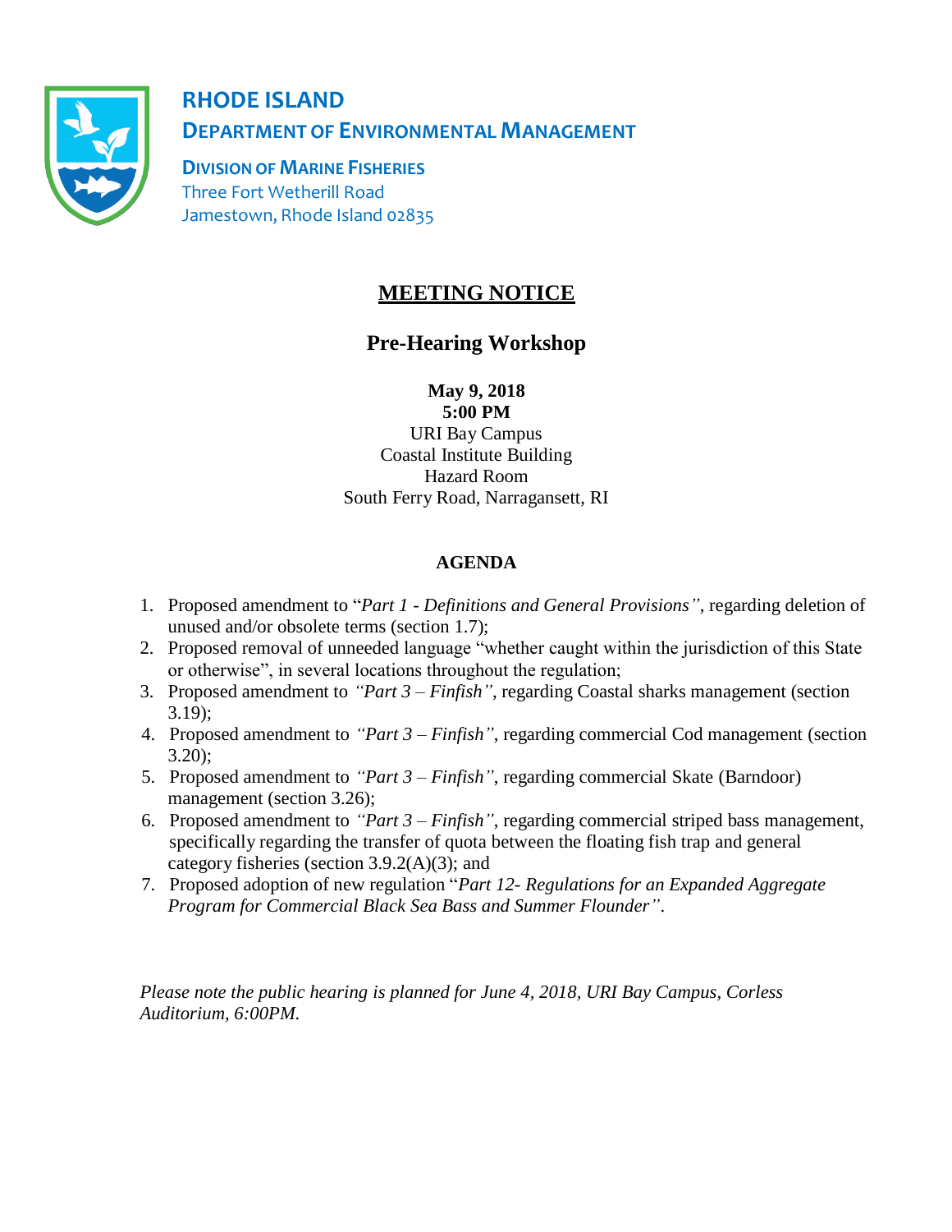# RHODE ISLAND

## DEPARTMENT OF ENVIRONMENTAL MANAGEMENT

### DIVISION OF MARINE FISHERIES

Three Fort Wetherill Road
Jamestown, Rhode Island 02835

# MEETING NOTICE

## Pre-Hearing Workshop

**May 9, 2018**
**5:00 PM**
URI Bay Campus
Coastal Institute Building
Hazard Room
South Ferry Road, Narragansett, RI

### AGENDA

1. Proposed amendment to "*Part 1 - Definitions and General Provisions"*, regarding deletion of unused and/or obsolete terms (section 1.7);
2. Proposed removal of unneeded language "whether caught within the jurisdiction of this State or otherwise", in several locations throughout the regulation;
3. Proposed amendment to *"Part 3 – Finfish"*, regarding Coastal sharks management (section 3.19);
4. Proposed amendment to *"Part 3 – Finfish"*, regarding commercial Cod management (section 3.20);
5. Proposed amendment to *"Part 3 – Finfish"*, regarding commercial Skate (Barndoor) management (section 3.26);
6. Proposed amendment to *"Part 3 – Finfish"*, regarding commercial striped bass management, specifically regarding the transfer of quota between the floating fish trap and general category fisheries (section 3.9.2(A)(3); and
7. Proposed adoption of new regulation "*Part 12- Regulations for an Expanded Aggregate Program for Commercial Black Sea Bass and Summer Flounder"*.

*Please note the public hearing is planned for June 4, 2018, URI Bay Campus, Corless Auditorium, 6:00PM.*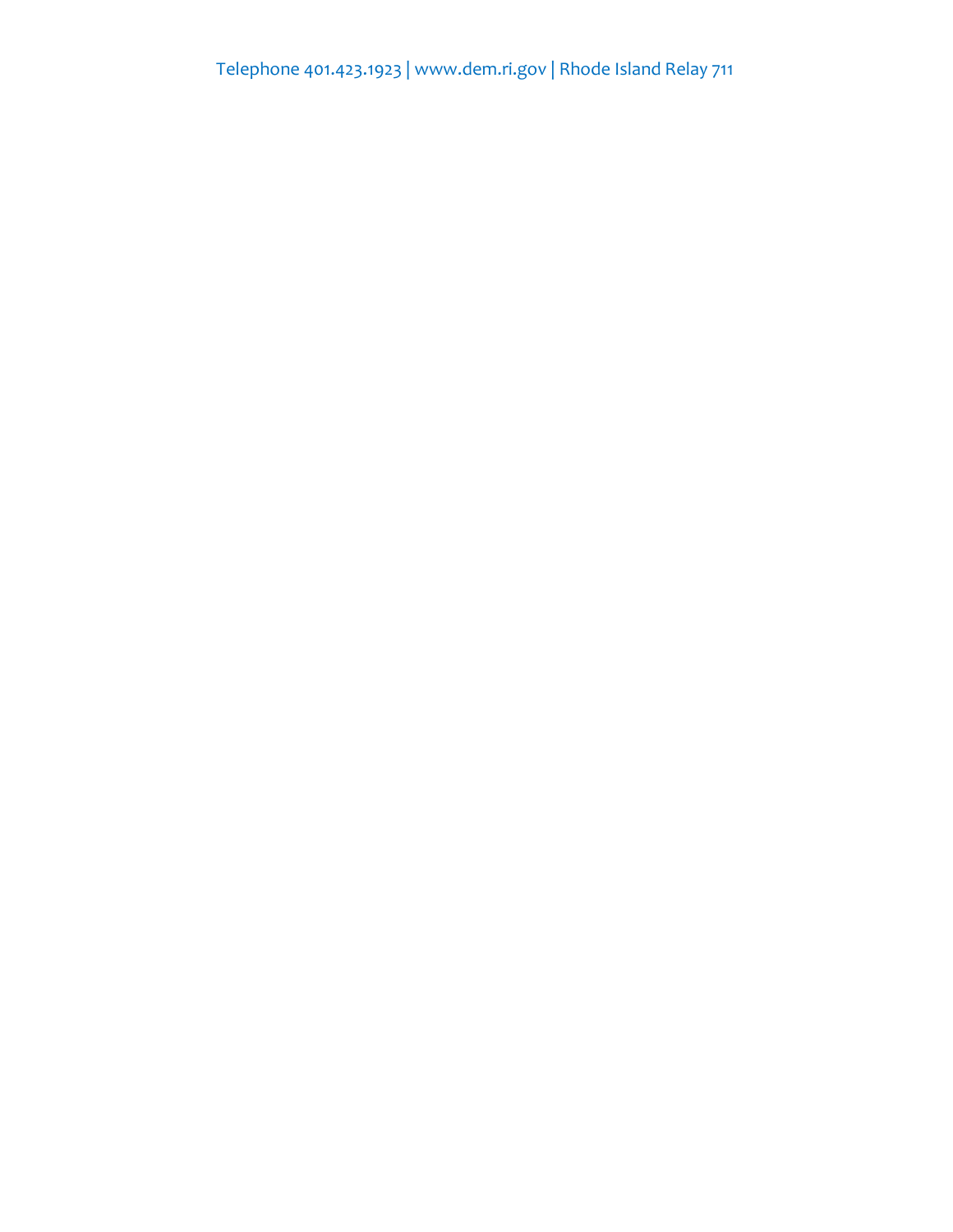Telephone 401.423.1923 | www.dem.ri.gov | Rhode Island Relay 711